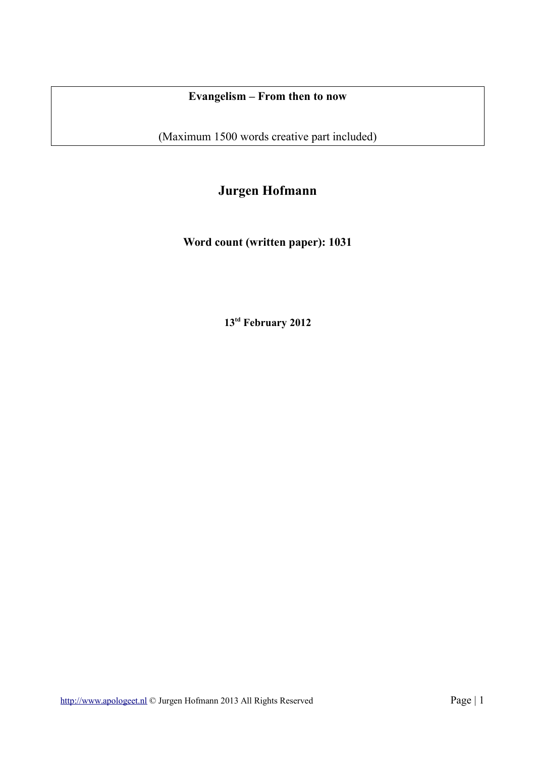**Evangelism – From then to now**

(Maximum 1500 words creative part included)

## Jurgen Hofmann

**Word count (written paper): 1031**

**13[td] February 2012**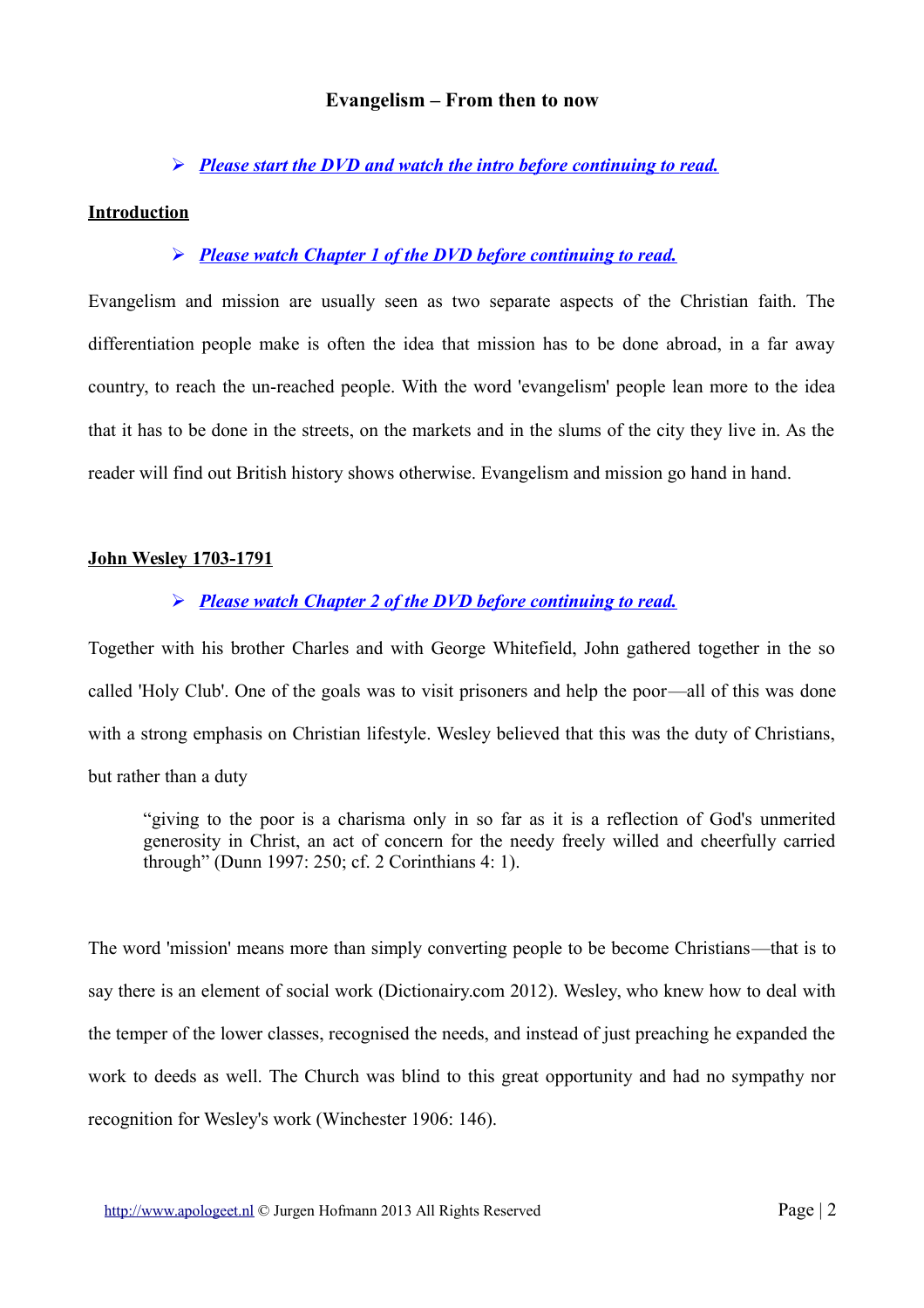## Evangelism – From then to now

- ***Please start the DVD and watch the intro before continuing to read.***

**Introduction**

- ***Please watch Chapter 1 of the DVD before continuing to read.***

Evangelism and mission are usually seen as two separate aspects of the Christian faith. The differentiation people make is often the idea that mission has to be done abroad, in a far away country, to reach the un-reached people. With the word 'evangelism' people lean more to the idea that it has to be done in the streets, on the markets and in the slums of the city they live in. As the reader will find out British history shows otherwise. Evangelism and mission go hand in hand.

**John Wesley 1703-1791**

- ***Please watch Chapter 2 of the DVD before continuing to read.***

Together with his brother Charles and with George Whitefield, John gathered together in the so called 'Holy Club'. One of the goals was to visit prisoners and help the poor—all of this was done with a strong emphasis on Christian lifestyle. Wesley believed that this was the duty of Christians, but rather than a duty

> "giving to the poor is a charisma only in so far as it is a reflection of God's unmerited generosity in Christ, an act of concern for the needy freely willed and cheerfully carried through" (Dunn 1997: 250; cf. 2 Corinthians 4: 1).

The word 'mission' means more than simply converting people to be become Christians—that is to say there is an element of social work (Dictionairy.com 2012). Wesley, who knew how to deal with the temper of the lower classes, recognised the needs, and instead of just preaching he expanded the work to deeds as well. The Church was blind to this great opportunity and had no sympathy nor recognition for Wesley's work (Winchester 1906: 146).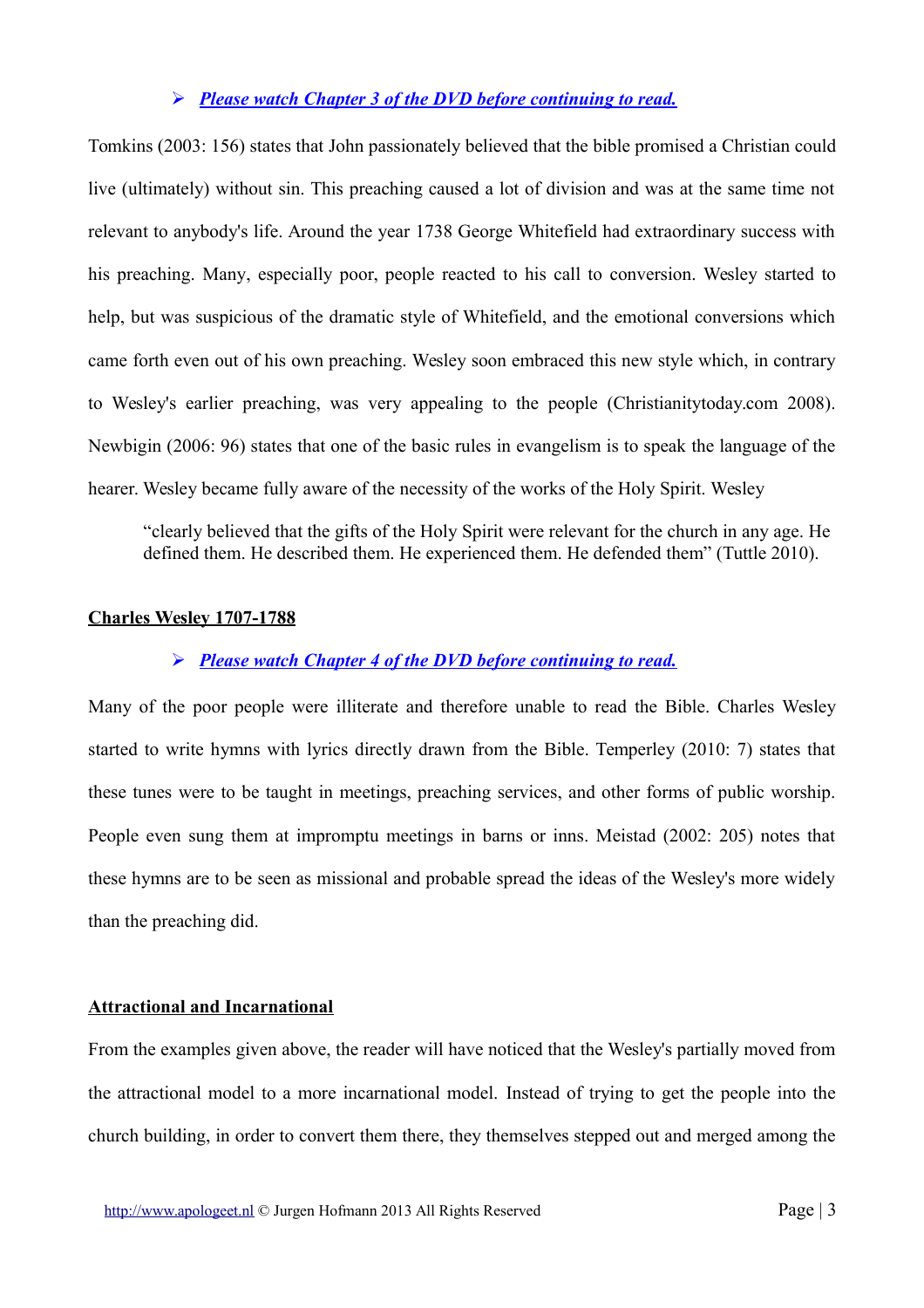- ***Please watch Chapter 3 of the DVD before continuing to read.***

Tomkins (2003: 156) states that John passionately believed that the bible promised a Christian could live (ultimately) without sin. This preaching caused a lot of division and was at the same time not relevant to anybody's life. Around the year 1738 George Whitefield had extraordinary success with his preaching. Many, especially poor, people reacted to his call to conversion. Wesley started to help, but was suspicious of the dramatic style of Whitefield, and the emotional conversions which came forth even out of his own preaching. Wesley soon embraced this new style which, in contrary to Wesley's earlier preaching, was very appealing to the people (Christianitytoday.com 2008). Newbigin (2006: 96) states that one of the basic rules in evangelism is to speak the language of the hearer. Wesley became fully aware of the necessity of the works of the Holy Spirit. Wesley

> "clearly believed that the gifts of the Holy Spirit were relevant for the church in any age. He defined them. He described them. He experienced them. He defended them" (Tuttle 2010).

**Charles Wesley 1707-1788**

- ***Please watch Chapter 4 of the DVD before continuing to read.***

Many of the poor people were illiterate and therefore unable to read the Bible. Charles Wesley started to write hymns with lyrics directly drawn from the Bible. Temperley (2010: 7) states that these tunes were to be taught in meetings, preaching services, and other forms of public worship. People even sung them at impromptu meetings in barns or inns. Meistad (2002: 205) notes that these hymns are to be seen as missional and probable spread the ideas of the Wesley's more widely than the preaching did.

**Attractional and Incarnational**

From the examples given above, the reader will have noticed that the Wesley's partially moved from the attractional model to a more incarnational model. Instead of trying to get the people into the church building, in order to convert them there, they themselves stepped out and merged among the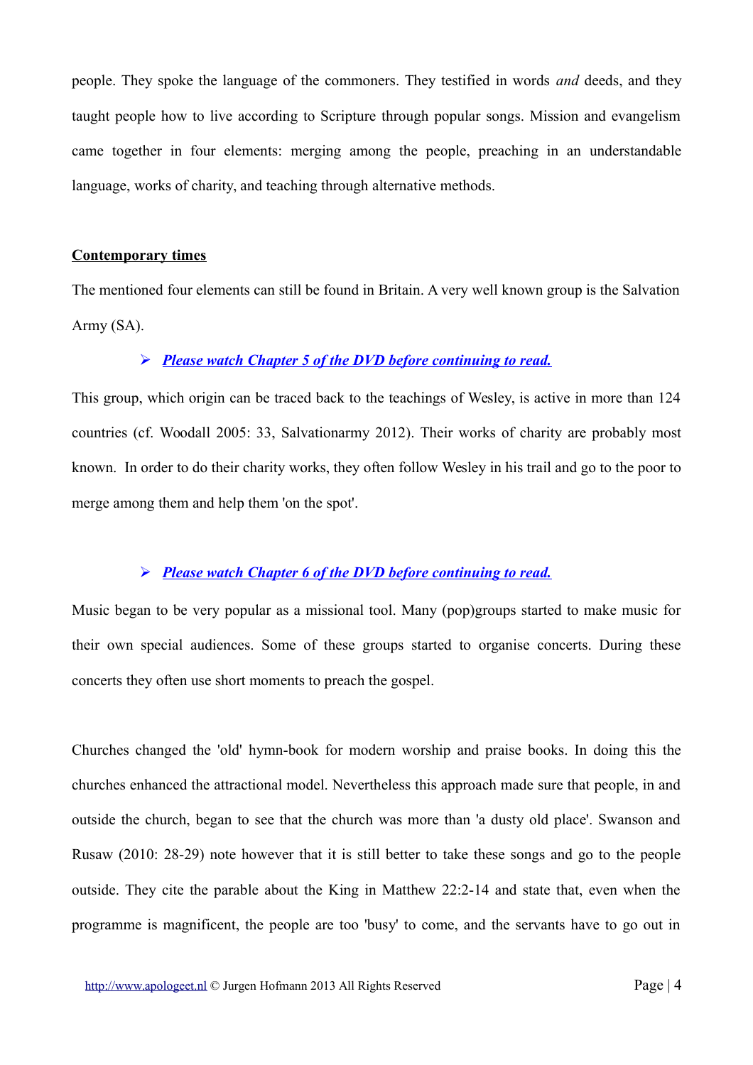people. They spoke the language of the commoners. They testified in words *and* deeds, and they taught people how to live according to Scripture through popular songs. Mission and evangelism came together in four elements: merging among the people, preaching in an understandable language, works of charity, and teaching through alternative methods.

**Contemporary times**

The mentioned four elements can still be found in Britain. A very well known group is the Salvation Army (SA).

- ***Please watch Chapter 5 of the DVD before continuing to read.***

This group, which origin can be traced back to the teachings of Wesley, is active in more than 124 countries (cf. Woodall 2005: 33, Salvationarmy 2012). Their works of charity are probably most known. In order to do their charity works, they often follow Wesley in his trail and go to the poor to merge among them and help them 'on the spot'.

- ***Please watch Chapter 6 of the DVD before continuing to read.***

Music began to be very popular as a missional tool. Many (pop)groups started to make music for their own special audiences. Some of these groups started to organise concerts. During these concerts they often use short moments to preach the gospel.

Churches changed the 'old' hymn-book for modern worship and praise books. In doing this the churches enhanced the attractional model. Nevertheless this approach made sure that people, in and outside the church, began to see that the church was more than 'a dusty old place'. Swanson and Rusaw (2010: 28-29) note however that it is still better to take these songs and go to the people outside. They cite the parable about the King in Matthew 22:2-14 and state that, even when the programme is magnificent, the people are too 'busy' to come, and the servants have to go out in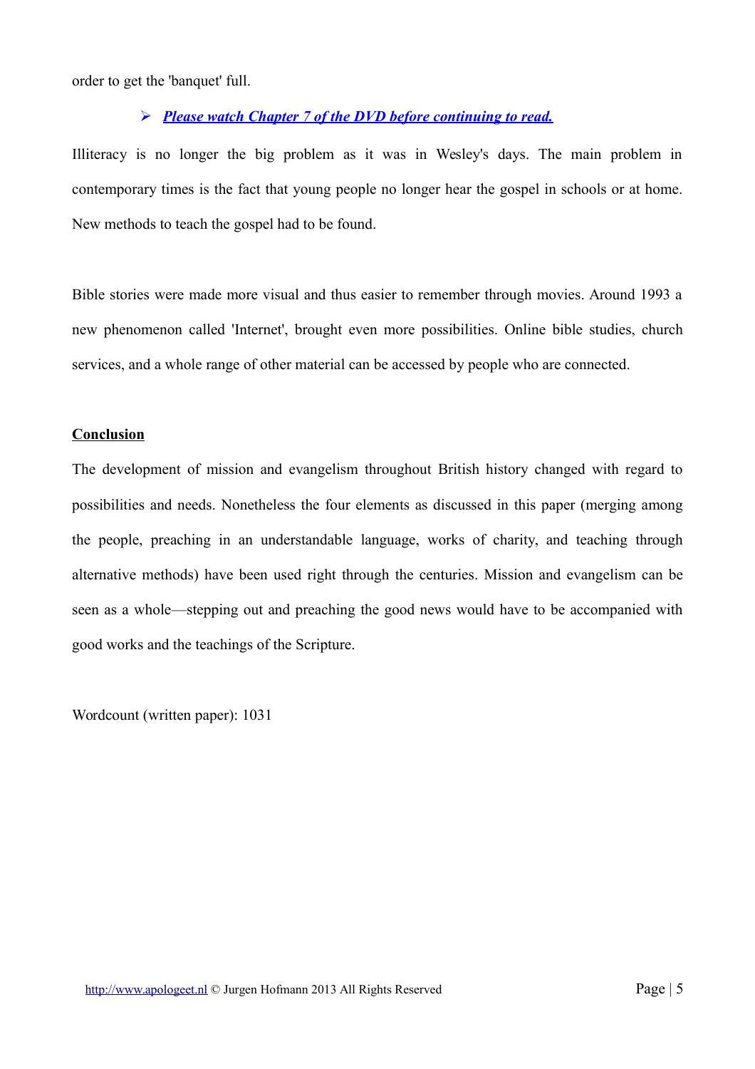order to get the 'banquet' full.

- ***Please watch Chapter 7 of the DVD before continuing to read.***

Illiteracy is no longer the big problem as it was in Wesley's days. The main problem in contemporary times is the fact that young people no longer hear the gospel in schools or at home. New methods to teach the gospel had to be found.

Bible stories were made more visual and thus easier to remember through movies. Around 1993 a new phenomenon called 'Internet', brought even more possibilities. Online bible studies, church services, and a whole range of other material can be accessed by people who are connected.

**Conclusion**

The development of mission and evangelism throughout British history changed with regard to possibilities and needs. Nonetheless the four elements as discussed in this paper (merging among the people, preaching in an understandable language, works of charity, and teaching through alternative methods) have been used right through the centuries. Mission and evangelism can be seen as a whole—stepping out and preaching the good news would have to be accompanied with good works and the teachings of the Scripture.

Wordcount (written paper): 1031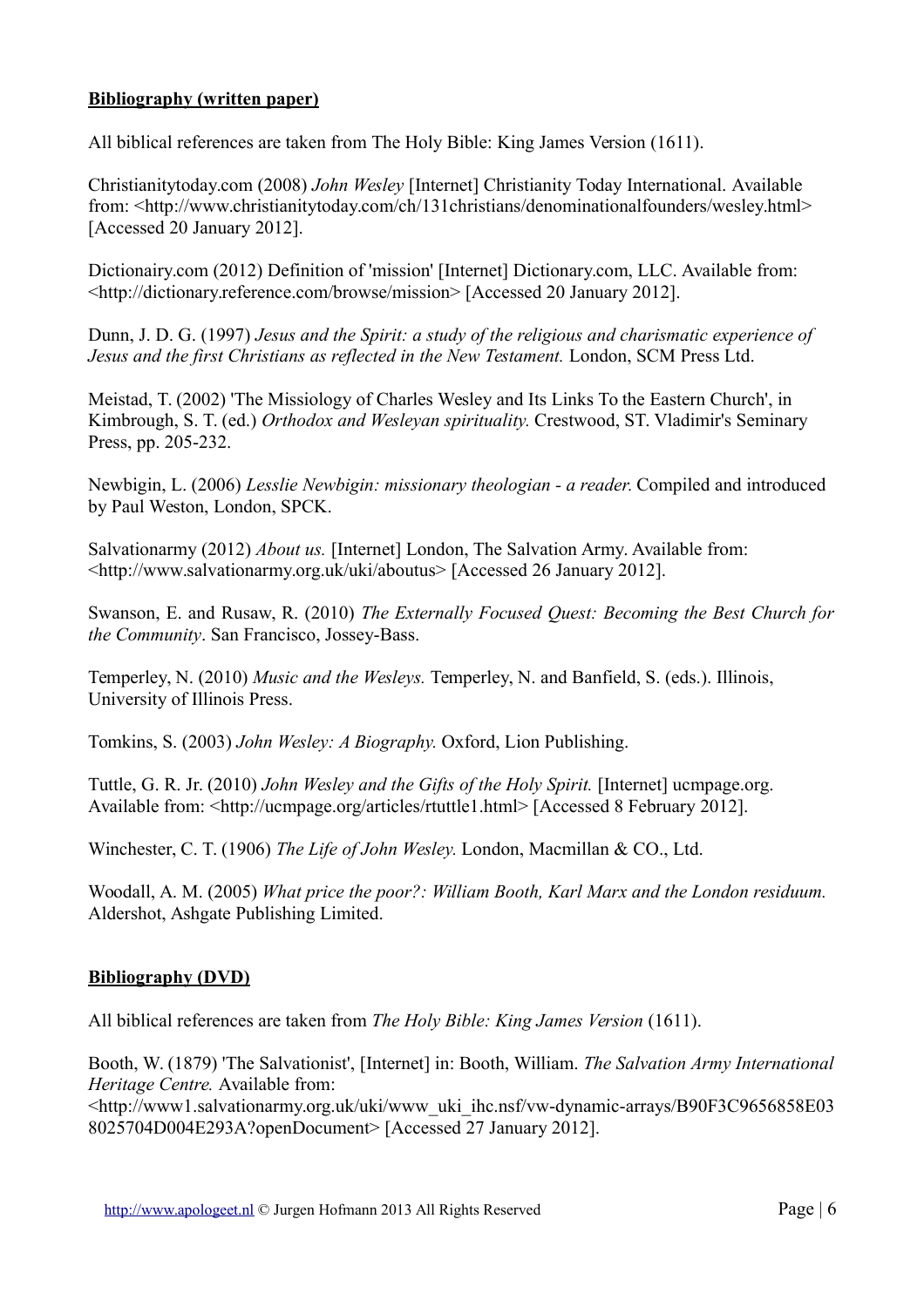**Bibliography (written paper)**

All biblical references are taken from The Holy Bible: King James Version (1611).

Christianitytoday.com (2008) *John Wesley* [Internet] Christianity Today International. Available from: <http://www.christianitytoday.com/ch/131christians/denominationalfounders/wesley.html> [Accessed 20 January 2012].

Dictionairy.com (2012) Definition of 'mission' [Internet] Dictionary.com, LLC. Available from: <http://dictionary.reference.com/browse/mission> [Accessed 20 January 2012].

Dunn, J. D. G. (1997) *Jesus and the Spirit: a study of the religious and charismatic experience of Jesus and the first Christians as reflected in the New Testament.* London, SCM Press Ltd.

Meistad, T. (2002) 'The Missiology of Charles Wesley and Its Links To the Eastern Church', in Kimbrough, S. T. (ed.) *Orthodox and Wesleyan spirituality.* Crestwood, ST. Vladimir's Seminary Press, pp. 205-232.

Newbigin, L. (2006) *Lesslie Newbigin: missionary theologian - a reader.* Compiled and introduced by Paul Weston, London, SPCK.

Salvationarmy (2012) *About us.* [Internet] London, The Salvation Army. Available from: <http://www.salvationarmy.org.uk/uki/aboutus> [Accessed 26 January 2012].

Swanson, E. and Rusaw, R. (2010) *The Externally Focused Quest: Becoming the Best Church for the Community*. San Francisco, Jossey-Bass.

Temperley, N. (2010) *Music and the Wesleys.* Temperley, N. and Banfield, S. (eds.). Illinois, University of Illinois Press.

Tomkins, S. (2003) *John Wesley: A Biography.* Oxford, Lion Publishing.

Tuttle, G. R. Jr. (2010) *John Wesley and the Gifts of the Holy Spirit.* [Internet] ucmpage.org. Available from: <http://ucmpage.org/articles/rtuttle1.html> [Accessed 8 February 2012].

Winchester, C. T. (1906) *The Life of John Wesley.* London, Macmillan & CO., Ltd.

Woodall, A. M. (2005) *What price the poor?: William Booth, Karl Marx and the London residuum.* Aldershot, Ashgate Publishing Limited.

**Bibliography (DVD)**

All biblical references are taken from *The Holy Bible: King James Version* (1611).

Booth, W. (1879) 'The Salvationist', [Internet] in: Booth, William. *The Salvation Army International Heritage Centre.* Available from: <http://www1.salvationarmy.org.uk/uki/www_uki_ihc.nsf/vw-dynamic-arrays/B90F3C9656858E038025704D004E293A?openDocument> [Accessed 27 January 2012].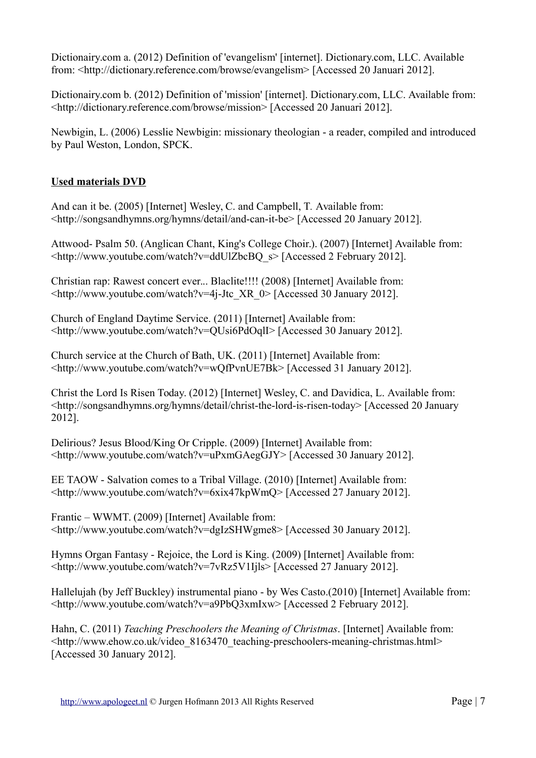Dictionairy.com a. (2012) Definition of 'evangelism' [internet]. Dictionary.com, LLC. Available from: <http://dictionary.reference.com/browse/evangelism> [Accessed 20 Januari 2012].

Dictionairy.com b. (2012) Definition of 'mission' [internet]. Dictionary.com, LLC. Available from: <http://dictionary.reference.com/browse/mission> [Accessed 20 Januari 2012].

Newbigin, L. (2006) Lesslie Newbigin: missionary theologian - a reader, compiled and introduced by Paul Weston, London, SPCK.

**Used materials DVD**

And can it be. (2005) [Internet] Wesley, C. and Campbell, T. Available from: <http://songsandhymns.org/hymns/detail/and-can-it-be> [Accessed 20 January 2012].

Attwood- Psalm 50. (Anglican Chant, King's College Choir.). (2007) [Internet] Available from: <http://www.youtube.com/watch?v=ddUlZbcBQ_s> [Accessed 2 February 2012].

Christian rap: Rawest concert ever... Blaclite!!!! (2008) [Internet] Available from: <http://www.youtube.com/watch?v=4j-Jtc_XR_0> [Accessed 30 January 2012].

Church of England Daytime Service. (2011) [Internet] Available from: <http://www.youtube.com/watch?v=QUsi6PdOqlI> [Accessed 30 January 2012].

Church service at the Church of Bath, UK. (2011) [Internet] Available from: <http://www.youtube.com/watch?v=wQfPvnUE7Bk> [Accessed 31 January 2012].

Christ the Lord Is Risen Today. (2012) [Internet] Wesley, C. and Davidica, L. Available from: <http://songsandhymns.org/hymns/detail/christ-the-lord-is-risen-today> [Accessed 20 January 2012].

Delirious? Jesus Blood/King Or Cripple. (2009) [Internet] Available from: <http://www.youtube.com/watch?v=uPxmGAegGJY> [Accessed 30 January 2012].

EE TAOW - Salvation comes to a Tribal Village. (2010) [Internet] Available from: <http://www.youtube.com/watch?v=6xix47kpWmQ> [Accessed 27 January 2012].

Frantic – WWMT. (2009) [Internet] Available from: <http://www.youtube.com/watch?v=dgIzSHWgme8> [Accessed 30 January 2012].

Hymns Organ Fantasy - Rejoice, the Lord is King. (2009) [Internet] Available from: <http://www.youtube.com/watch?v=7vRz5V1Ijls> [Accessed 27 January 2012].

Hallelujah (by Jeff Buckley) instrumental piano - by Wes Casto.(2010) [Internet] Available from: <http://www.youtube.com/watch?v=a9PbQ3xmIxw> [Accessed 2 February 2012].

Hahn, C. (2011) *Teaching Preschoolers the Meaning of Christmas*. [Internet] Available from: <http://www.ehow.co.uk/video_8163470_teaching-preschoolers-meaning-christmas.html> [Accessed 30 January 2012].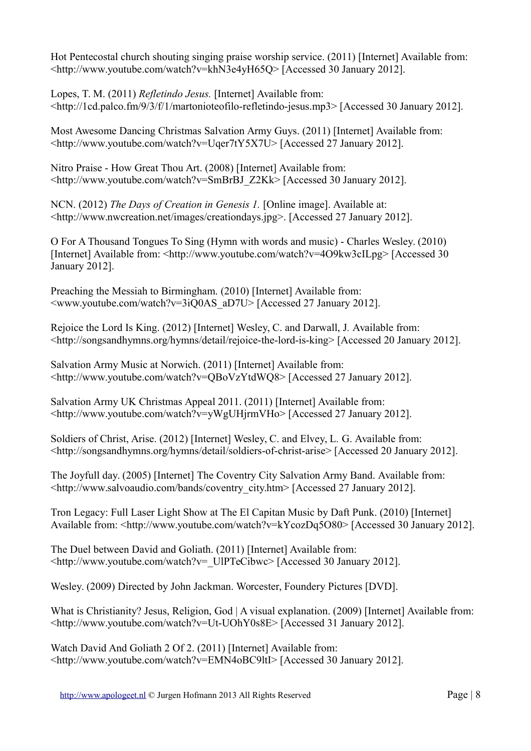Hot Pentecostal church shouting singing praise worship service. (2011) [Internet] Available from: <http://www.youtube.com/watch?v=khN3e4yH65Q> [Accessed 30 January 2012].

Lopes, T. M. (2011) *Refletindo Jesus.* [Internet] Available from: <http://1cd.palco.fm/9/3/f/1/martonioteofilo-refletindo-jesus.mp3> [Accessed 30 January 2012].

Most Awesome Dancing Christmas Salvation Army Guys. (2011) [Internet] Available from: <http://www.youtube.com/watch?v=Uqer7tY5X7U> [Accessed 27 January 2012].

Nitro Praise - How Great Thou Art. (2008) [Internet] Available from: <http://www.youtube.com/watch?v=SmBrBJ_Z2Kk> [Accessed 30 January 2012].

NCN. (2012) *The Days of Creation in Genesis 1.* [Online image]. Available at: <http://www.nwcreation.net/images/creationdays.jpg>. [Accessed 27 January 2012].

O For A Thousand Tongues To Sing (Hymn with words and music) - Charles Wesley. (2010) [Internet] Available from: <http://www.youtube.com/watch?v=4O9kw3cILpg> [Accessed 30 January 2012].

Preaching the Messiah to Birmingham. (2010) [Internet] Available from: <www.youtube.com/watch?v=3iQ0AS_aD7U> [Accessed 27 January 2012].

Rejoice the Lord Is King. (2012) [Internet] Wesley, C. and Darwall, J. Available from: <http://songsandhymns.org/hymns/detail/rejoice-the-lord-is-king> [Accessed 20 January 2012].

Salvation Army Music at Norwich. (2011) [Internet] Available from: <http://www.youtube.com/watch?v=QBoVzYtdWQ8> [Accessed 27 January 2012].

Salvation Army UK Christmas Appeal 2011. (2011) [Internet] Available from: <http://www.youtube.com/watch?v=yWgUHjrmVHo> [Accessed 27 January 2012].

Soldiers of Christ, Arise. (2012) [Internet] Wesley, C. and Elvey, L. G. Available from: <http://songsandhymns.org/hymns/detail/soldiers-of-christ-arise> [Accessed 20 January 2012].

The Joyfull day. (2005) [Internet] The Coventry City Salvation Army Band. Available from: <http://www.salvoaudio.com/bands/coventry_city.htm> [Accessed 27 January 2012].

Tron Legacy: Full Laser Light Show at The El Capitan Music by Daft Punk. (2010) [Internet] Available from: <http://www.youtube.com/watch?v=kYcozDq5O80> [Accessed 30 January 2012].

The Duel between David and Goliath. (2011) [Internet] Available from: <http://www.youtube.com/watch?v=_UlPTeCibwc> [Accessed 30 January 2012].

Wesley. (2009) Directed by John Jackman. Worcester, Foundery Pictures [DVD].

What is Christianity? Jesus, Religion, God | A visual explanation. (2009) [Internet] Available from: <http://www.youtube.com/watch?v=Ut-UOhY0s8E> [Accessed 31 January 2012].

Watch David And Goliath 2 Of 2. (2011) [Internet] Available from: <http://www.youtube.com/watch?v=EMN4oBC9ltI> [Accessed 30 January 2012].